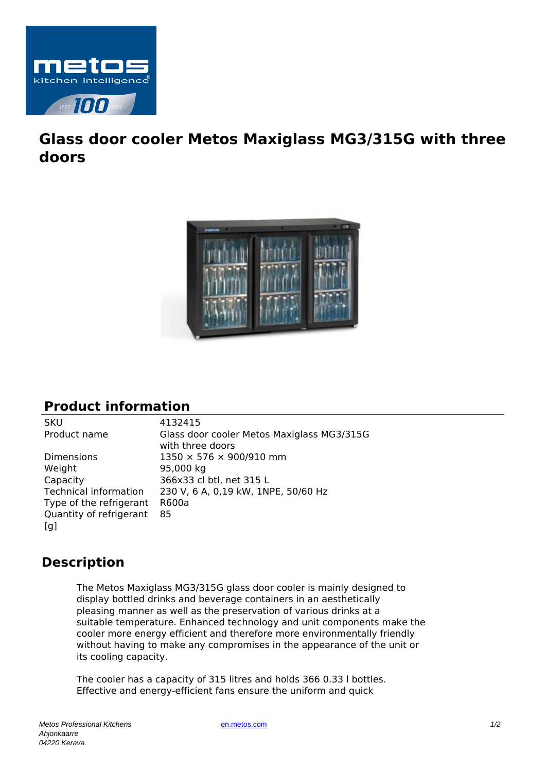# Glass door cooler Metos Maxiglass MG3/315G with three doors

## Product information

| | |
|---|---|
| SKU | 4132415 |
| Product name | Glass door cooler Metos Maxiglass MG3/315G with three doors |
| Dimensions | 1350 × 576 × 900/910 mm |
| Weight | 95,000 kg |
| Capacity | 366x33 cl btl, net 315 L |
| Technical information | 230 V, 6 A, 0,19 kW, 1NPE, 50/60 Hz |
| Type of the refrigerant | R600a |
| Quantity of refrigerant [g] | 85 |

## Description

The Metos Maxiglass MG3/315G glass door cooler is mainly designed to display bottled drinks and beverage containers in an aesthetically pleasing manner as well as the preservation of various drinks at a suitable temperature. Enhanced technology and unit components make the cooler more energy efficient and therefore more environmentally friendly without having to make any compromises in the appearance of the unit or its cooling capacity.

The cooler has a capacity of 315 litres and holds 366 0.33 l bottles. Effective and energy-efficient fans ensure the uniform and quick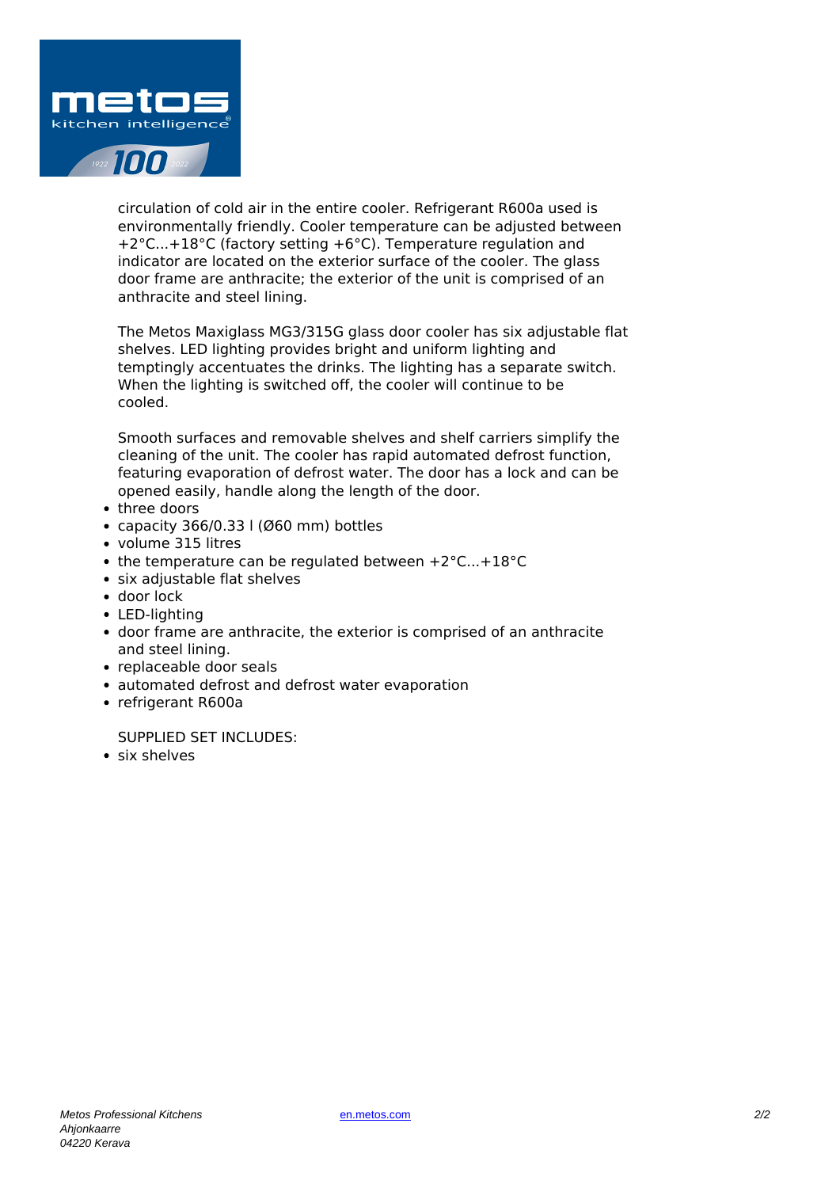circulation of cold air in the entire cooler. Refrigerant R600a used is environmentally friendly. Cooler temperature can be adjusted between +2°C...+18°C (factory setting +6°C). Temperature regulation and indicator are located on the exterior surface of the cooler. The glass door frame are anthracite; the exterior of the unit is comprised of an anthracite and steel lining.

The Metos Maxiglass MG3/315G glass door cooler has six adjustable flat shelves. LED lighting provides bright and uniform lighting and temptingly accentuates the drinks. The lighting has a separate switch. When the lighting is switched off, the cooler will continue to be cooled.

Smooth surfaces and removable shelves and shelf carriers simplify the cleaning of the unit. The cooler has rapid automated defrost function, featuring evaporation of defrost water. The door has a lock and can be opened easily, handle along the length of the door.

- three doors
- capacity 366/0.33 l (Ø60 mm) bottles
- volume 315 litres
- the temperature can be regulated between +2°C...+18°C
- six adjustable flat shelves
- door lock
- LED-lighting
- door frame are anthracite, the exterior is comprised of an anthracite and steel lining.
- replaceable door seals
- automated defrost and defrost water evaporation
- refrigerant R600a

SUPPLIED SET INCLUDES:

- six shelves